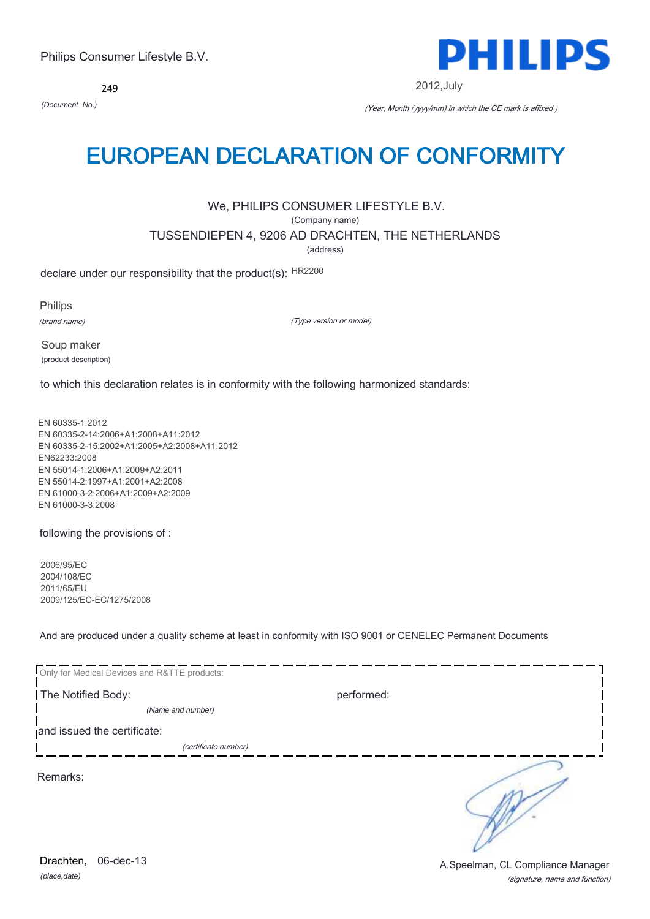Philips Consumer Lifestyle B.V.

PHILIPS

249

*(Document No.)*

2012,July

*(Year, Month (yyyy/mm) in which the CE mark is affixed )*

# EUROPEAN DECLARATION OF CONFORMITY

We, PHILIPS CONSUMER LIFESTYLE B.V.

(Company name)

TUSSENDIEPEN 4, 9206 AD DRACHTEN, THE NETHERLANDS

(address)

declare under our responsibility that the product(s): HR2200

Philips

*(brand name)*

*(Type version or model)*

Soup maker

(product description)

to which this declaration relates is in conformity with the following harmonized standards:

EN 60335-1:2012
EN 60335-2-14:2006+A1:2008+A11:2012
EN 60335-2-15:2002+A1:2005+A2:2008+A11:2012
EN62233:2008
EN 55014-1:2006+A1:2009+A2:2011
EN 55014-2:1997+A1:2001+A2:2008
EN 61000-3-2:2006+A1:2009+A2:2009
EN 61000-3-3:2008

following the provisions of :

2006/95/EC
2004/108/EC
2011/65/EU
2009/125/EC-EC/1275/2008

And are produced under a quality scheme at least in conformity with ISO 9001 or CENELEC Permanent Documents

Only for Medical Devices and R&TTE products:

The Notified Body: performed:

*(Name and number)*

and issued the certificate:

*(certificate number)*

Remarks:

Drachten, 06-dec-13

*(place,date)*

A.Speelman, CL Compliance Manager

*(signature, name and function)*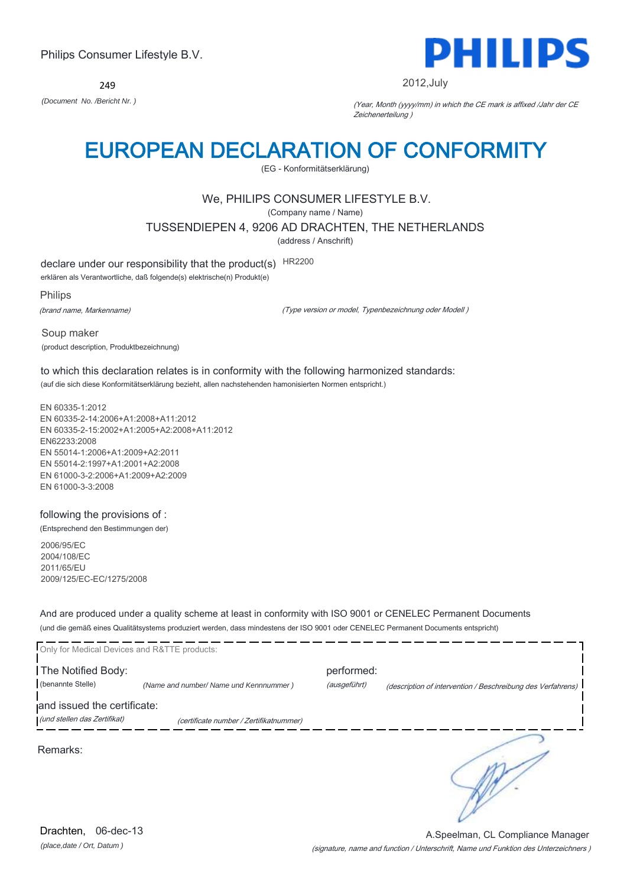Philips Consumer Lifestyle B.V.

**PHILIPS**

249

*(Document No. /Bericht Nr. )*

2012,July

*(Year, Month (yyyy/mm) in which the CE mark is affixed /Jahr der CE Zeichenerteilung )*

# EUROPEAN DECLARATION OF CONFORMITY

(EG - Konformitätserklärung)

We, PHILIPS CONSUMER LIFESTYLE B.V.

(Company name / Name)

TUSSENDIEPEN 4, 9206 AD DRACHTEN, THE NETHERLANDS

(address / Anschrift)

declare under our responsibility that the product(s) HR2200

erklären als Verantwortliche, daß folgende(s) elektrische(n) Produkt(e)

Philips

*(brand name, Markenname)*

*(Type version or model, Typenbezeichnung oder Modell )*

Soup maker

(product description, Produktbezeichnung)

to which this declaration relates is in conformity with the following harmonized standards:

(auf die sich diese Konformitätserklärung bezieht, allen nachstehenden hamonisierten Normen entspricht.)

EN 60335-1:2012
EN 60335-2-14:2006+A1:2008+A11:2012
EN 60335-2-15:2002+A1:2005+A2:2008+A11:2012
EN62233:2008
EN 55014-1:2006+A1:2009+A2:2011
EN 55014-2:1997+A1:2001+A2:2008
EN 61000-3-2:2006+A1:2009+A2:2009
EN 61000-3-3:2008

following the provisions of :

(Entsprechend den Bestimmungen der)

2006/95/EC
2004/108/EC
2011/65/EU
2009/125/EC-EC/1275/2008

And are produced under a quality scheme at least in conformity with ISO 9001 or CENELEC Permanent Documents

(und die gemäß eines Qualitätsystems produziert werden, dass mindestens der ISO 9001 oder CENELEC Permanent Documents entspricht)

Only for Medical Devices and R&TTE products:

The Notified Body: (benannte Stelle) *(Name and number/ Name und Kennnummer )*

performed: *(ausgeführt)* *(description of intervention / Beschreibung des Verfahrens)*

and issued the certificate: *(und stellen das Zertifikat)* *(certificate number / Zertifikatnummer)*

Remarks:

Drachten, 06-dec-13

*(place,date / Ort, Datum )*

A.Speelman, CL Compliance Manager

*(signature, name and function / Unterschrift, Name und Funktion des Unterzeichners )*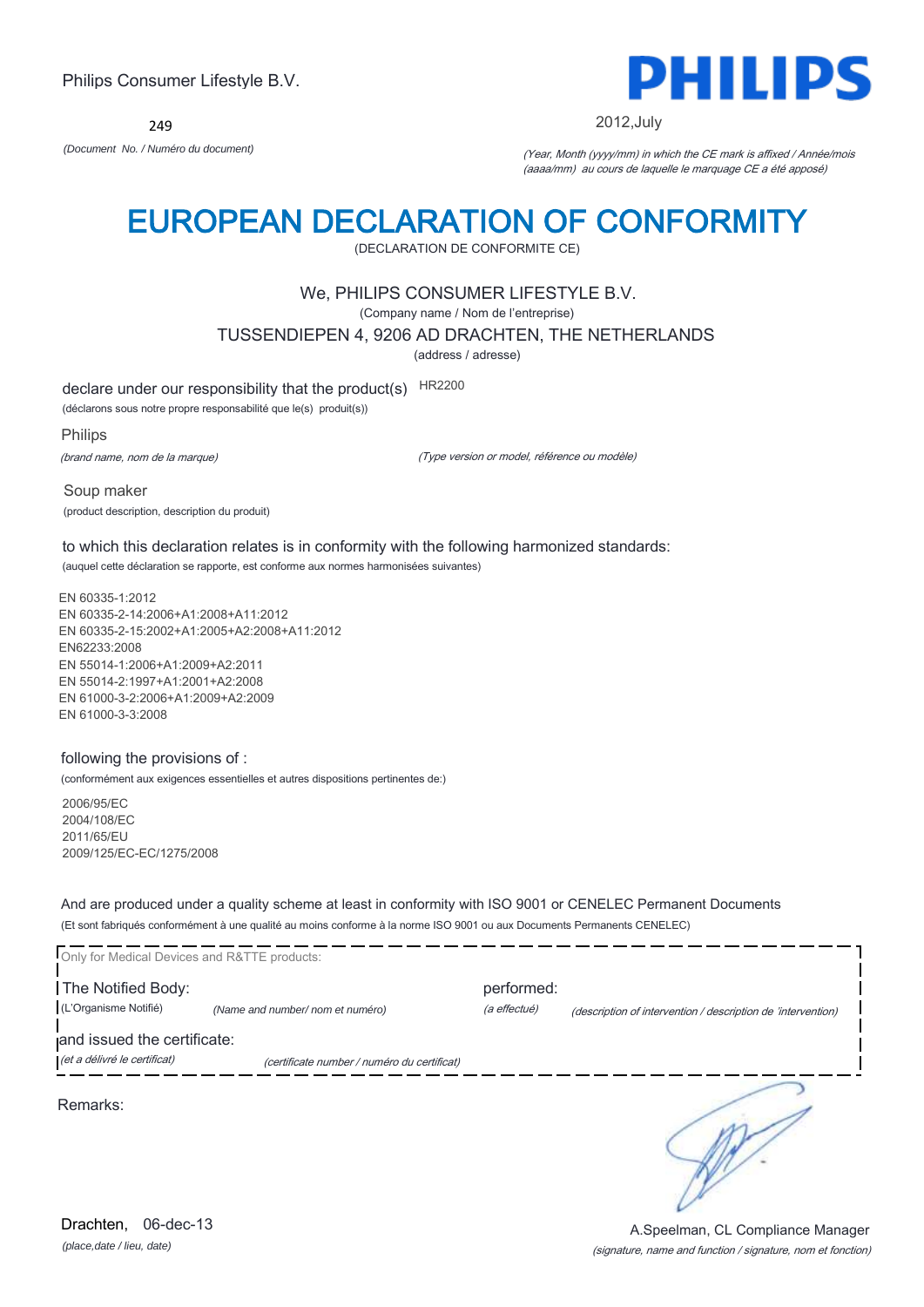Philips Consumer Lifestyle B.V.

249

*(Document No. / Numéro du document)*

PHILIPS

2012,July

*(Year, Month (yyyy/mm) in which the CE mark is affixed / Année/mois (aaaa/mm) au cours de laquelle le marquage CE a été apposé)*

# EUROPEAN DECLARATION OF CONFORMITY

(DECLARATION DE CONFORMITE CE)

We, PHILIPS CONSUMER LIFESTYLE B.V.

(Company name / Nom de l'entreprise)

TUSSENDIEPEN 4, 9206 AD DRACHTEN, THE NETHERLANDS

(address / adresse)

declare under our responsibility that the product(s) HR2200

(déclarons sous notre propre responsabilité que le(s) produit(s))

Philips

*(brand name, nom de la marque)*

*(Type version or model, référence ou modèle)*

Soup maker

(product description, description du produit)

to which this declaration relates is in conformity with the following harmonized standards:

(auquel cette déclaration se rapporte, est conforme aux normes harmonisées suivantes)

EN 60335-1:2012
EN 60335-2-14:2006+A1:2008+A11:2012
EN 60335-2-15:2002+A1:2005+A2:2008+A11:2012
EN62233:2008
EN 55014-1:2006+A1:2009+A2:2011
EN 55014-2:1997+A1:2001+A2:2008
EN 61000-3-2:2006+A1:2009+A2:2009
EN 61000-3-3:2008

following the provisions of :

(conformément aux exigences essentielles et autres dispositions pertinentes de:)

2006/95/EC
2004/108/EC
2011/65/EU
2009/125/EC-EC/1275/2008

And are produced under a quality scheme at least in conformity with ISO 9001 or CENELEC Permanent Documents

(Et sont fabriqués conformément à une qualité au moins conforme à la norme ISO 9001 ou aux Documents Permanents CENELEC)

Only for Medical Devices and R&TTE products:

The Notified Body: performed:

(L'Organisme Notifié) *(Name and number/ nom et numéro)* *(a effectué)* *(description of intervention / description de 'intervention)*

and issued the certificate:

*(et a délivré le certificat)* *(certificate number / numéro du certificat)*

Remarks:

Drachten, 06-dec-13

*(place,date / lieu, date)*

A.Speelman, CL Compliance Manager

*(signature, name and function / signature, nom et fonction)*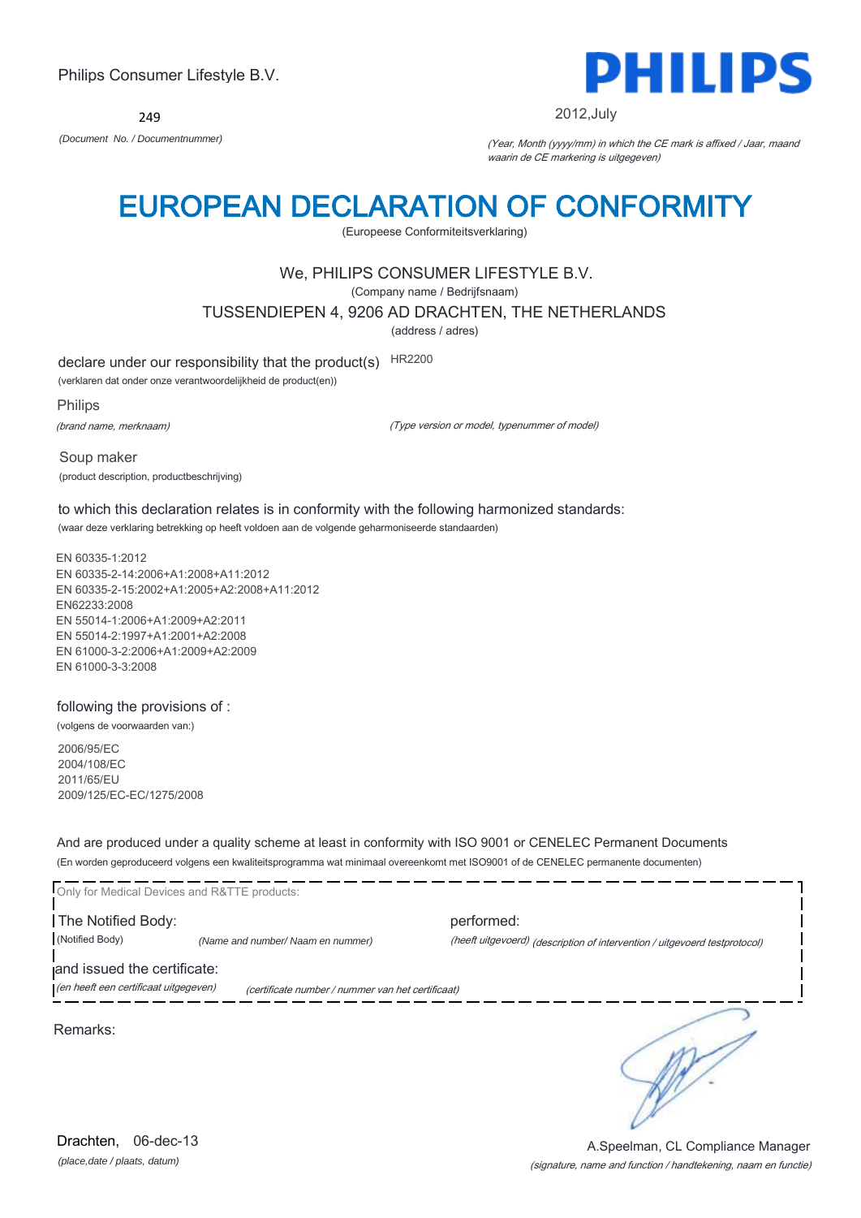Philips Consumer Lifestyle B.V.

PHILIPS

249

*(Document No. / Documentnummer)*

2012,July

*(Year, Month (yyyy/mm) in which the CE mark is affixed / Jaar, maand waarin de CE markering is uitgegeven)*

# EUROPEAN DECLARATION OF CONFORMITY

(Europeese Conformiteitsverklaring)

We, PHILIPS CONSUMER LIFESTYLE B.V.

(Company name / Bedrijfsnaam)

TUSSENDIEPEN 4, 9206 AD DRACHTEN, THE NETHERLANDS

(address / adres)

declare under our responsibility that the product(s) HR2200

(verklaren dat onder onze verantwoordelijkheid de product(en))

Philips

*(brand name, merknaam)*

*(Type version or model, typenummer of model)*

Soup maker

(product description, productbeschrijving)

to which this declaration relates is in conformity with the following harmonized standards:

(waar deze verklaring betrekking op heeft voldoen aan de volgende geharmoniseerde standaarden)

EN 60335-1:2012
EN 60335-2-14:2006+A1:2008+A11:2012
EN 60335-2-15:2002+A1:2005+A2:2008+A11:2012
EN62233:2008
EN 55014-1:2006+A1:2009+A2:2011
EN 55014-2:1997+A1:2001+A2:2008
EN 61000-3-2:2006+A1:2009+A2:2009
EN 61000-3-3:2008

following the provisions of :

(volgens de voorwaarden van:)

2006/95/EC
2004/108/EC
2011/65/EU
2009/125/EC-EC/1275/2008

And are produced under a quality scheme at least in conformity with ISO 9001 or CENELEC Permanent Documents

(En worden geproduceerd volgens een kwaliteitsprogramma wat minimaal overeenkomt met ISO9001 of de CENELEC permanente documenten)

Only for Medical Devices and R&TTE products:

The Notified Body: performed:

(Notified Body) *(Name and number/ Naam en nummer)* *(heeft uitgevoerd) (description of intervention / uitgevoerd testprotocol)*

and issued the certificate:

*(en heeft een certificaat uitgegeven)* *(certificate number / nummer van het certificaat)*

Remarks:

Drachten, 06-dec-13

*(place,date / plaats, datum)*

A.Speelman, CL Compliance Manager

*(signature, name and function / handtekening, naam en functie)*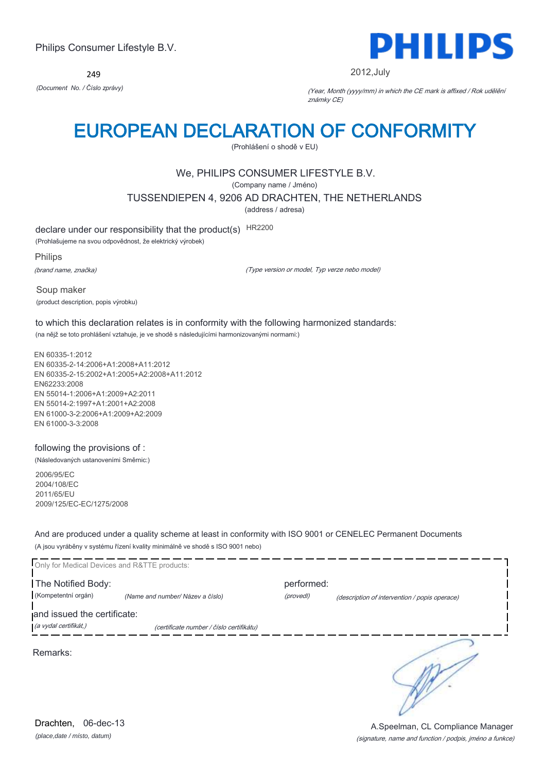Philips Consumer Lifestyle B.V.

**PHILIPS**

249

*(Document No. / Číslo zprávy)*

2012,July

*(Year, Month (yyyy/mm) in which the CE mark is affixed / Rok udělění známky CE)*

# EUROPEAN DECLARATION OF CONFORMITY

(Prohlášení o shodě v EU)

We, PHILIPS CONSUMER LIFESTYLE B.V.

(Company name / Jméno)

TUSSENDIEPEN 4, 9206 AD DRACHTEN, THE NETHERLANDS

(address / adresa)

declare under our responsibility that the product(s) HR2200

(Prohlašujeme na svou odpovědnost, že elektrický výrobek)

Philips

*(brand name, značka)*

*(Type version or model, Typ verze nebo model)*

Soup maker

(product description, popis výrobku)

to which this declaration relates is in conformity with the following harmonized standards:

(na nějž se toto prohlášení vztahuje, je ve shodě s následujícími harmonizovanými normami:)

EN 60335-1:2012
EN 60335-2-14:2006+A1:2008+A11:2012
EN 60335-2-15:2002+A1:2005+A2:2008+A11:2012
EN62233:2008
EN 55014-1:2006+A1:2009+A2:2011
EN 55014-2:1997+A1:2001+A2:2008
EN 61000-3-2:2006+A1:2009+A2:2009
EN 61000-3-3:2008

following the provisions of :

(Následovaných ustanoveními Směrnic:)

2006/95/EC
2004/108/EC
2011/65/EU
2009/125/EC-EC/1275/2008

And are produced under a quality scheme at least in conformity with ISO 9001 or CENELEC Permanent Documents

(A jsou vyráběny v systému řízení kvality minimálně ve shodě s ISO 9001 nebo)

Only for Medical Devices and R&TTE products:

The Notified Body: (Kompetentní orgán) *(Name and number/ Název a číslo)*

performed: *(provedl)* *(description of intervention / popis operace)*

and issued the certificate: *(a vydal certifikát,)* *(certificate number / číslo certifikátu)*

Remarks:

Drachten, 06-dec-13

*(place,date / místo, datum)*

A.Speelman, CL Compliance Manager

*(signature, name and function / podpis, jméno a funkce)*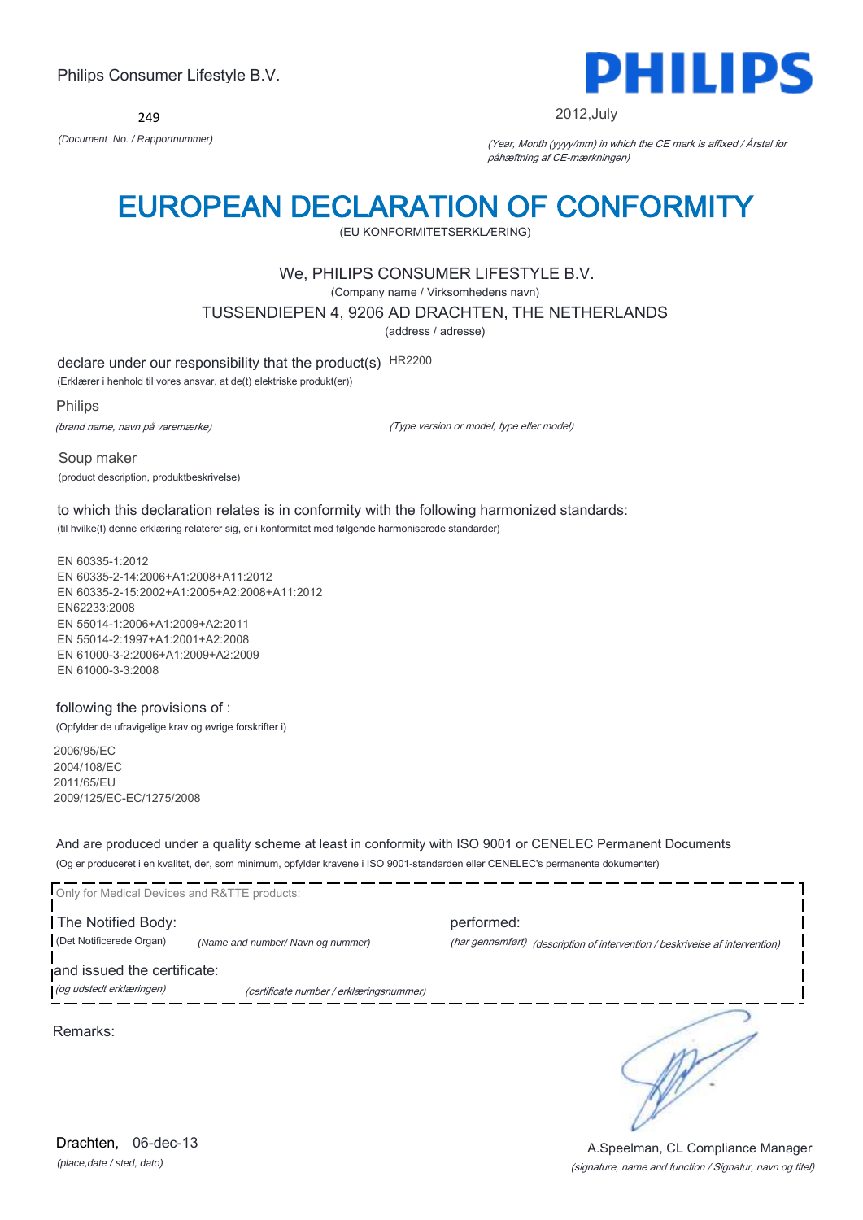Philips Consumer Lifestyle B.V.

249

*(Document No. / Rapportnummer)*

**PHILIPS**

2012,July

*(Year, Month (yyyy/mm) in which the CE mark is affixed / Årstal for påhæftning af CE-mærkningen)*

# EUROPEAN DECLARATION OF CONFORMITY

(EU KONFORMITETSERKLÆRING)

We, PHILIPS CONSUMER LIFESTYLE B.V.

(Company name / Virksomhedens navn)

TUSSENDIEPEN 4, 9206 AD DRACHTEN, THE NETHERLANDS

(address / adresse)

declare under our responsibility that the product(s) HR2200

(Erklærer i henhold til vores ansvar, at de(t) elektriske produkt(er))

Philips

*(brand name, navn på varemærke)*

*(Type version or model, type eller model)*

Soup maker

(product description, produktbeskrivelse)

to which this declaration relates is in conformity with the following harmonized standards:

(til hvilke(t) denne erklæring relaterer sig, er i konformitet med følgende harmoniserede standarder)

EN 60335-1:2012
EN 60335-2-14:2006+A1:2008+A11:2012
EN 60335-2-15:2002+A1:2005+A2:2008+A11:2012
EN62233:2008
EN 55014-1:2006+A1:2009+A2:2011
EN 55014-2:1997+A1:2001+A2:2008
EN 61000-3-2:2006+A1:2009+A2:2009
EN 61000-3-3:2008

following the provisions of :

(Opfylder de ufravigelige krav og øvrige forskrifter i)

2006/95/EC
2004/108/EC
2011/65/EU
2009/125/EC-EC/1275/2008

And are produced under a quality scheme at least in conformity with ISO 9001 or CENELEC Permanent Documents

(Og er produceret i en kvalitet, der, som minimum, opfylder kravene i ISO 9001-standarden eller CENELEC's permanente dokumenter)

Only for Medical Devices and R&TTE products:

The Notified Body: *(Name and number/ Navn og nummer)* performed: *(description of intervention / beskrivelse af intervention)*

(Det Notificerede Organ) (har gennemført)

and issued the certificate: *(certificate number / erklæringsnummer)*

*(og udstedt erklæringen)*

Remarks:

Drachten, 06-dec-13

*(place,date / sted, dato)*

A.Speelman, CL Compliance Manager

*(signature, name and function / Signatur, navn og titel)*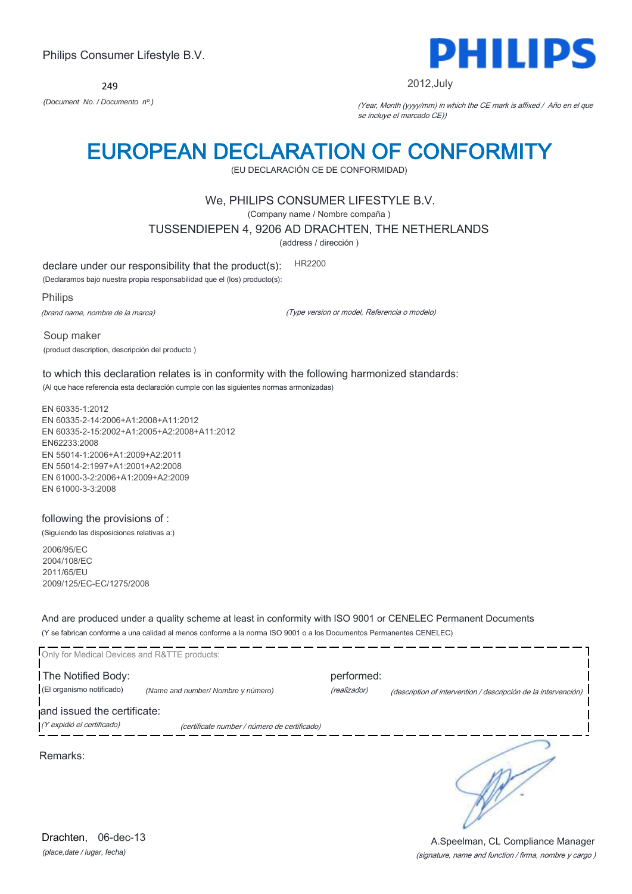Philips Consumer Lifestyle B.V.

PHILIPS

249

*(Document No. / Documento nº.)*

2012,July

*(Year, Month (yyyy/mm) in which the CE mark is affixed / Año en el que se incluye el marcado CE))*

# EUROPEAN DECLARATION OF CONFORMITY

(EU DECLARACIÓN CE DE CONFORMIDAD)

We, PHILIPS CONSUMER LIFESTYLE B.V.

(Company name / Nombre compaña )

TUSSENDIEPEN 4, 9206 AD DRACHTEN, THE NETHERLANDS

(address / dirección )

declare under our responsibility that the product(s): HR2200

(Declaramos bajo nuestra propia responsabilidad que el (los) producto(s):

Philips

*(brand name, nombre de la marca)*

*(Type version or model, Referencia o modelo)*

Soup maker

(product description, descripción del producto )

to which this declaration relates is in conformity with the following harmonized standards:

(Al que hace referencia esta declaración cumple con las siguientes normas armonizadas)

EN 60335-1:2012
EN 60335-2-14:2006+A1:2008+A11:2012
EN 60335-2-15:2002+A1:2005+A2:2008+A11:2012
EN62233:2008
EN 55014-1:2006+A1:2009+A2:2011
EN 55014-2:1997+A1:2001+A2:2008
EN 61000-3-2:2006+A1:2009+A2:2009
EN 61000-3-3:2008

following the provisions of :

(Siguiendo las disposiciones relativas a:)

2006/95/EC
2004/108/EC
2011/65/EU
2009/125/EC-EC/1275/2008

And are produced under a quality scheme at least in conformity with ISO 9001 or CENELEC Permanent Documents

(Y se fabrican conforme a una calidad al menos conforme a la norma ISO 9001 a los Documentos Permanentes CENELEC)

Only for Medical Devices and R&TTE products:

The Notified Body: performed:

(El organismo notificado) *(Name and number/ Nombre y número)* *(realizador)* *(description of intervention / descripción de la intervención)*

and issued the certificate:

*(Y expidió el certificado)* *(certificate number / número de certificado)*

Remarks:

Drachten, 06-dec-13

*(place,date / lugar, fecha)*

A.Speelman, CL Compliance Manager

*(signature, name and function / firma, nombre y cargo )*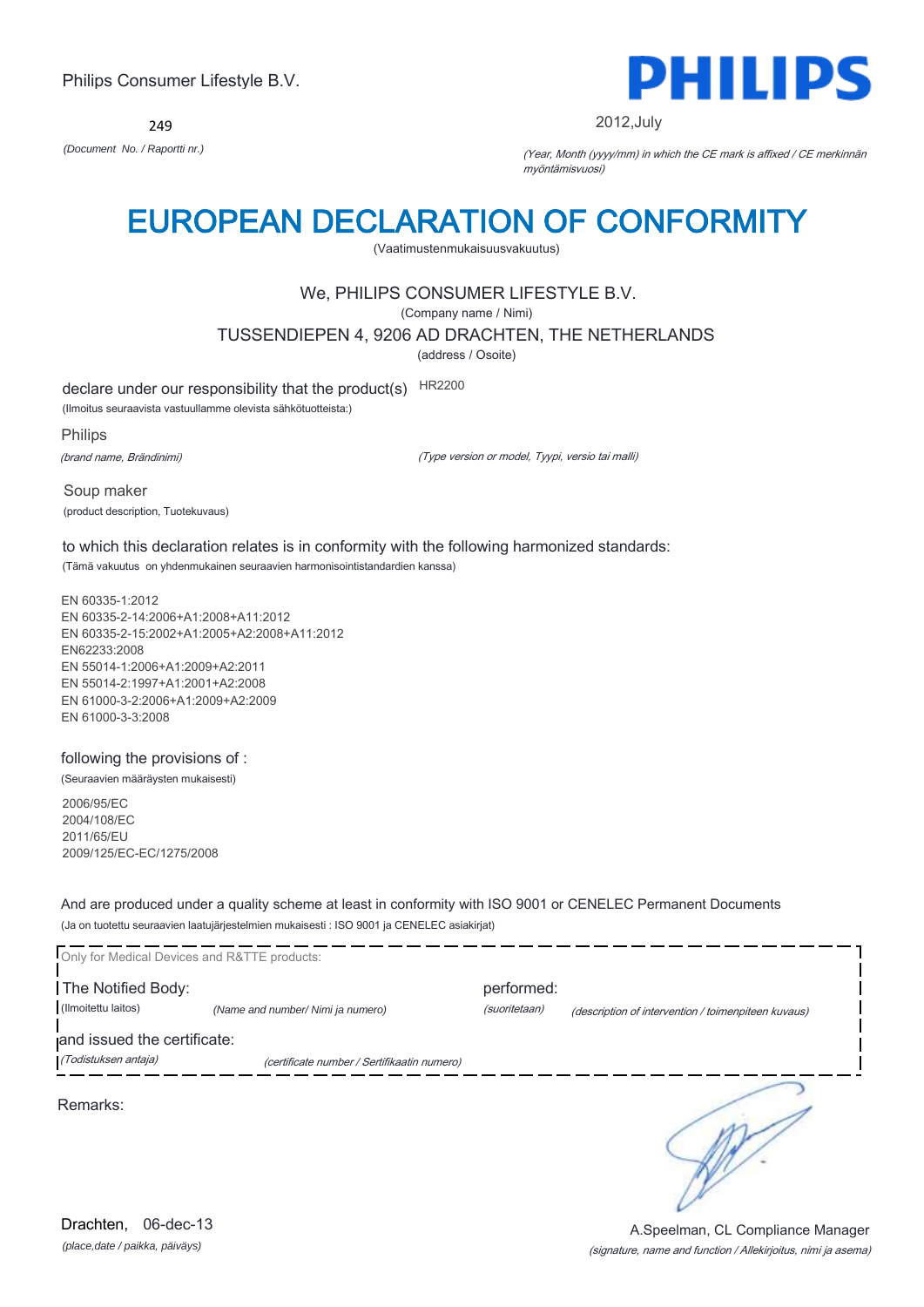Philips Consumer Lifestyle B.V.

249

*(Document No. / Raportti nr.)*

**PHILIPS**

2012,July

*(Year, Month (yyyy/mm) in which the CE mark is affixed / CE merkinnän myöntämisvuosi)*

# EUROPEAN DECLARATION OF CONFORMITY

(Vaatimustenmukaisuusvakuutus)

We, PHILIPS CONSUMER LIFESTYLE B.V.

(Company name / Nimi)

TUSSENDIEPEN 4, 9206 AD DRACHTEN, THE NETHERLANDS

(address / Osoite)

declare under our responsibility that the product(s) HR2200

(Ilmoitus seuraavista vastuullamme olevista sähkötuotteista:)

Philips

*(brand name, Brändinimi)* *(Type version or model, Tyypi, versio tai malli)*

Soup maker

(product description, Tuotekuvaus)

to which this declaration relates is in conformity with the following harmonized standards:

(Tämä vakuutus on yhdenmukainen seuraavien harmonisointistandardien kanssa)

EN 60335-1:2012
EN 60335-2-14:2006+A1:2008+A11:2012
EN 60335-2-15:2002+A1:2005+A2:2008+A11:2012
EN62233:2008
EN 55014-1:2006+A1:2009+A2:2011
EN 55014-2:1997+A1:2001+A2:2008
EN 61000-3-2:2006+A1:2009+A2:2009
EN 61000-3-3:2008

following the provisions of :

(Seuraavien määräysten mukaisesti)

2006/95/EC
2004/108/EC
2011/65/EU
2009/125/EC-EC/1275/2008

And are produced under a quality scheme at least in conformity with ISO 9001 or CENELEC Permanent Documents

(Ja on tuotettu seuraavien laatujärjestelmien mukaisesti : ISO 9001 ja CENELEC asiakirjat)

Only for Medical Devices and R&TTE products:

The Notified Body: performed:

(Ilmoitettu laitos) *(Name and number/ Nimi ja numero)* *(suoritetaan)* *(description of intervention / toimenpiteen kuvaus)*

and issued the certificate:

*(Todistuksen antaja)* *(certificate number / Sertifikaatin numero)*

Remarks:

Drachten, 06-dec-13

*(place,date / paikka, päiväys)*

A.Speelman, CL Compliance Manager

*(signature, name and function / Allekirjoitus, nimi ja asema)*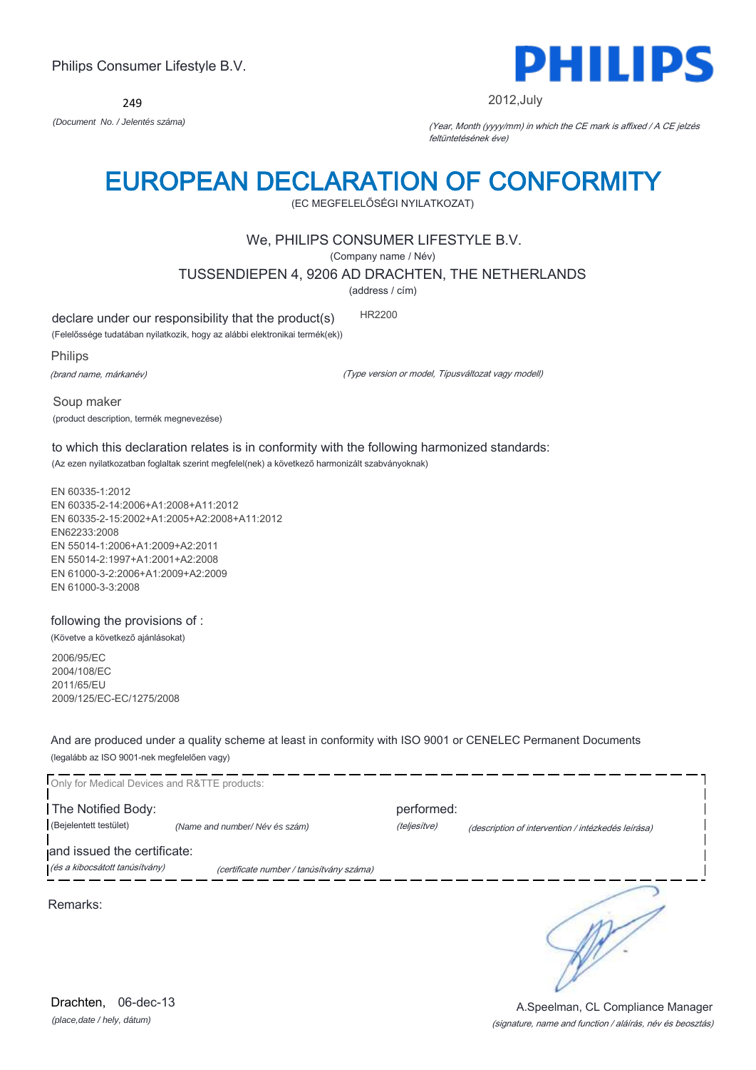Philips Consumer Lifestyle B.V.

249

*(Document No. / Jelentés száma)*

**PHILIPS**

2012,July

*(Year, Month (yyyy/mm) in which the CE mark is affixed / A CE jelzés feltüntetésének éve)*

# EUROPEAN DECLARATION OF CONFORMITY

(EC MEGFELELŐSÉGI NYILATKOZAT)

We, PHILIPS CONSUMER LIFESTYLE B.V.

(Company name / Név)

TUSSENDIEPEN 4, 9206 AD DRACHTEN, THE NETHERLANDS

(address / cím)

declare under our responsibility that the product(s) HR2200

(Felelőssége tudatában nyilatkozik, hogy az alábbi elektronikai termék(ek))

Philips

*(brand name, márkanév)*

*(Type version or model, Típusváltozat vagy modell)*

Soup maker

(product description, termék megnevezése)

to which this declaration relates is in conformity with the following harmonized standards:

(Az ezen nyilatkozatban foglaltak szerint megfelel(nek) a következő harmonizált szabványoknak)

EN 60335-1:2012
EN 60335-2-14:2006+A1:2008+A11:2012
EN 60335-2-15:2002+A1:2005+A2:2008+A11:2012
EN62233:2008
EN 55014-1:2006+A1:2009+A2:2011
EN 55014-2:1997+A1:2001+A2:2008
EN 61000-3-2:2006+A1:2009+A2:2009
EN 61000-3-3:2008

following the provisions of :

(Követve a következő ajánlásokat)

2006/95/EC
2004/108/EC
2011/65/EU
2009/125/EC-EC/1275/2008

And are produced under a quality scheme at least in conformity with ISO 9001 or CENELEC Permanent Documents

(legalább az ISO 9001-nek megfelelően vagy)

Only for Medical Devices and R&TTE products:

The Notified Body: (Bejelentett testület) *(Name and number/ Név és szám)*

performed: *(teljesítve)* *(description of intervention / intézkedés leírása)*

and issued the certificate: *(és a kibocsátott tanúsítvány)* *(certificate number / tanúsítvány száma)*

Remarks:

Drachten, 06-dec-13

*(place,date / hely, dátum)*

A.Speelman, CL Compliance Manager

*(signature, name and function / aláírás, név és beosztás)*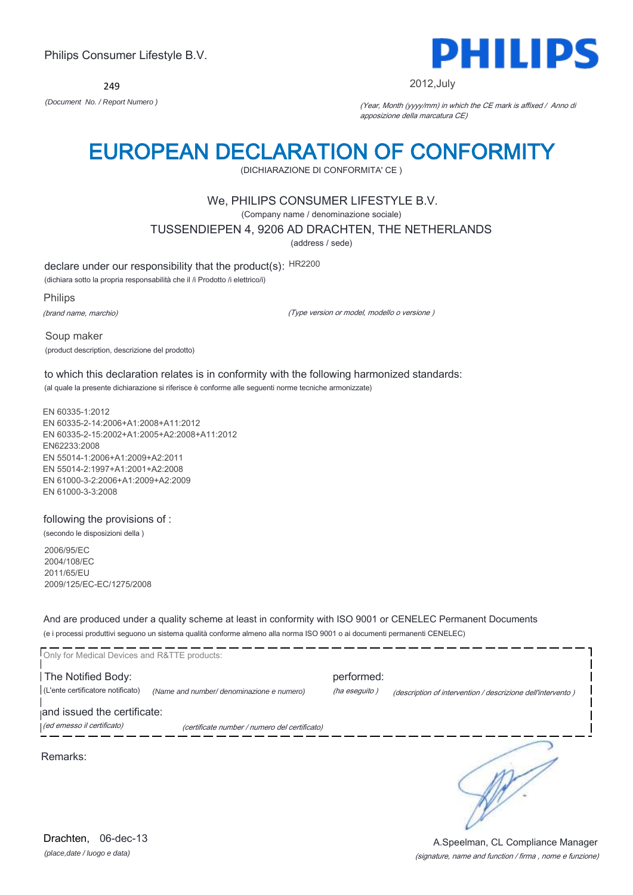Philips Consumer Lifestyle B.V.

**PHILIPS**

249

*(Document No. / Report Numero )*

2012,July

*(Year, Month (yyyy/mm) in which the CE mark is affixed / Anno di apposizione della marcatura CE)*

# EUROPEAN DECLARATION OF CONFORMITY

(DICHIARAZIONE DI CONFORMITA' CE )

We, PHILIPS CONSUMER LIFESTYLE B.V.

(Company name / denominazione sociale)

TUSSENDIEPEN 4, 9206 AD DRACHTEN, THE NETHERLANDS

(address / sede)

declare under our responsibility that the product(s): HR2200

(dichiara sotto la propria responsabilità che il /i Prodotto /i elettrico/i)

Philips

*(brand name, marchio)*

*(Type version or model, modello o versione )*

Soup maker

(product description, descrizione del prodotto)

to which this declaration relates is in conformity with the following harmonized standards:

(al quale la presente dichiarazione si riferisce è conforme alle seguenti norme tecniche armonizzate)

EN 60335-1:2012
EN 60335-2-14:2006+A1:2008+A11:2012
EN 60335-2-15:2002+A1:2005+A2:2008+A11:2012
EN62233:2008
EN 55014-1:2006+A1:2009+A2:2011
EN 55014-2:1997+A1:2001+A2:2008
EN 61000-3-2:2006+A1:2009+A2:2009
EN 61000-3-3:2008

following the provisions of :

(secondo le disposizioni della )

2006/95/EC
2004/108/EC
2011/65/EU
2009/125/EC-EC/1275/2008

And are produced under a quality scheme at least in conformity with ISO 9001 or CENELEC Permanent Documents

(e i processi produttivi seguono un sistema qualità conforme almeno alla norma ISO 9001 o ai documenti permanenti CENELEC)

Only for Medical Devices and R&TTE products:

The Notified Body: (L'ente certificatore notificato) *(Name and number/ denominazione e numero)*

performed: *(ha eseguito )* *(description of intervention / descrizione dell'intervento )*

and issued the certificate: *(ed emesso il certificato)* *(certificate number / numero del certificato)*

Remarks:

Drachten, 06-dec-13

*(place,date / luogo e data)*

A.Speelman, CL Compliance Manager

*(signature, name and function / firma , nome e funzione)*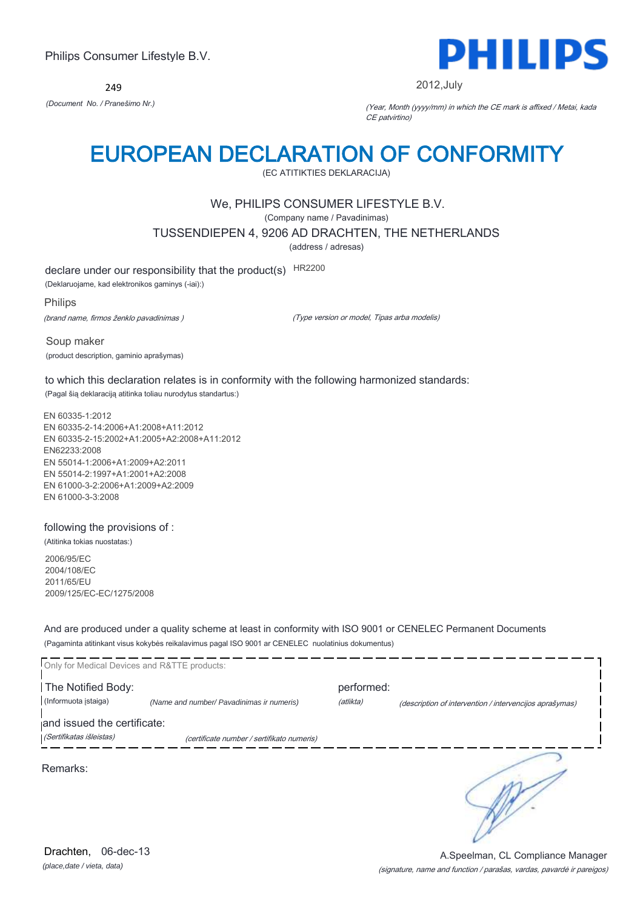Philips Consumer Lifestyle B.V.

249

*(Document No. / Pranešimo Nr.)*

PHILIPS

2012,July

*(Year, Month (yyyy/mm) in which the CE mark is affixed / Metai, kada CE patvirtino)*

# EUROPEAN DECLARATION OF CONFORMITY

(EC ATITIKTIES DEKLARACIJA)

We, PHILIPS CONSUMER LIFESTYLE B.V.

(Company name / Pavadinimas)

TUSSENDIEPEN 4, 9206 AD DRACHTEN, THE NETHERLANDS

(address / adresas)

declare under our responsibility that the product(s) HR2200

(Deklaruojame, kad elektronikos gaminys (-iai):)

Philips

*(brand name, firmos ženklo pavadinimas )*

*(Type version or model, Tipas arba modelis)*

Soup maker

(product description, gaminio aprašymas)

to which this declaration relates is in conformity with the following harmonized standards:

(Pagal šią deklaraciją atitinka toliau nurodytus standartus:)

EN 60335-1:2012
EN 60335-2-14:2006+A1:2008+A11:2012
EN 60335-2-15:2002+A1:2005+A2:2008+A11:2012
EN62233:2008
EN 55014-1:2006+A1:2009+A2:2011
EN 55014-2:1997+A1:2001+A2:2008
EN 61000-3-2:2006+A1:2009+A2:2009
EN 61000-3-3:2008

following the provisions of :

(Atitinka tokias nuostatas:)

2006/95/EC
2004/108/EC
2011/65/EU
2009/125/EC-EC/1275/2008

And are produced under a quality scheme at least in conformity with ISO 9001 or CENELEC Permanent Documents

(Pagaminta atitinkant visus kokybės reikalavimus pagal ISO 9001 ar CENELEC nuolatinius dokumentus)

Only for Medical Devices and R&TTE products:

The Notified Body: (Informuota įstaiga) *(Name and number/ Pavadinimas ir numeris)*

performed: *(atlikta)* *(description of intervention / intervencijos aprašymas)*

and issued the certificate: *(Sertifikatas išleistas)* *(certificate number / sertifikato numeris)*

Remarks:

Drachten, 06-dec-13

*(place,date / vieta, data)*

A.Speelman, CL Compliance Manager

*(signature, name and function / parašas, vardas, pavardė ir pareigos)*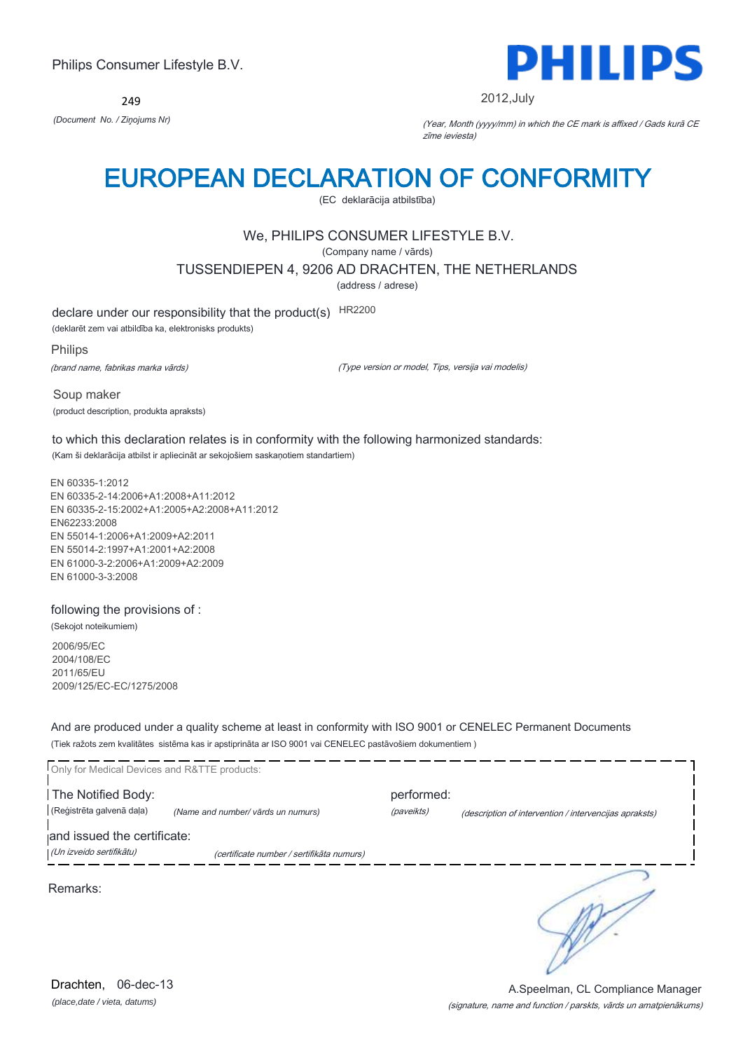Philips Consumer Lifestyle B.V.

PHILIPS

249

*(Document No. / Ziņojums Nr)*

2012,July

*(Year, Month (yyyy/mm) in which the CE mark is affixed / Gads kurā CE zīme ieviesta)*

# EUROPEAN DECLARATION OF CONFORMITY

(EC deklarācija atbilstība)

We, PHILIPS CONSUMER LIFESTYLE B.V.

(Company name / vārds)

TUSSENDIEPEN 4, 9206 AD DRACHTEN, THE NETHERLANDS

(address / adrese)

declare under our responsibility that the product(s) HR2200

(deklarēt zem vai atbildība ka, elektronisks produkts)

Philips

*(brand name, fabrikas marka vārds)*

*(Type version or model, Tips, versija vai modelis)*

Soup maker

(product description, produkta apraksts)

to which this declaration relates is in conformity with the following harmonized standards:

(Kam ši deklarācija atbilst ir apliecināt ar sekojošiem saskaņotiem standartiem)

EN 60335-1:2012
EN 60335-2-14:2006+A1:2008+A11:2012
EN 60335-2-15:2002+A1:2005+A2:2008+A11:2012
EN62233:2008
EN 55014-1:2006+A1:2009+A2:2011
EN 55014-2:1997+A1:2001+A2:2008
EN 61000-3-2:2006+A1:2009+A2:2009
EN 61000-3-3:2008

following the provisions of :

(Sekojot noteikumiem)

2006/95/EC
2004/108/EC
2011/65/EU
2009/125/EC-EC/1275/2008

And are produced under a quality scheme at least in conformity with ISO 9001 or CENELEC Permanent Documents

(Tiek ražots zem kvalitātes sistēma kas ir apstiprināta ar ISO 9001 vai CENELEC pastāvošiem dokumentiem )

Only for Medical Devices and R&TTE products:

The Notified Body: performed:

(Reģistrēta galvenā daļa) *(Name and number/ vārds un numurs)* *(paveikts)* *(description of intervention / intervencijas apraksts)*

and issued the certificate:

*(Un izveido sertifikātu)* *(certificate number / sertifikāta numurs)*

Remarks:

Drachten, 06-dec-13

*(place,date / vieta, datums)*

A.Speelman, CL Compliance Manager

*(signature, name and function / parskts, vārds un amatpienākums)*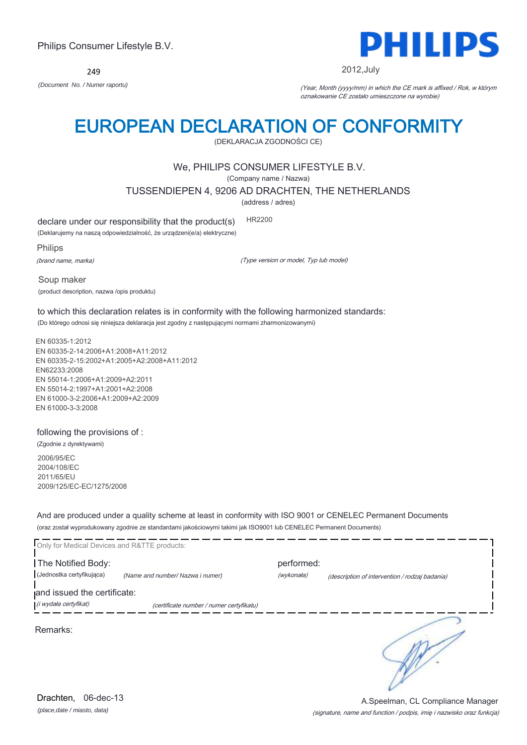Philips Consumer Lifestyle B.V.

249

*(Document No. / Numer raportu)*

2012,July

*(Year, Month (yyyy/mm) in which the CE mark is affixed / Rok, w którym oznakowanie CE zostało umieszczone na wyrobie)*

# EUROPEAN DECLARATION OF CONFORMITY

(DEKLARACJA ZGODNOŚCI CE)

We, PHILIPS CONSUMER LIFESTYLE B.V.

(Company name / Nazwa)

TUSSENDIEPEN 4, 9206 AD DRACHTEN, THE NETHERLANDS

(address / adres)

declare under our responsibility that the product(s) HR2200

(Deklarujemy na naszą odpowiedzialność, że urządzeni(e/a) elektryczne)

Philips

*(brand name, marka)* *(Type version or model, Typ lub model)*

Soup maker

(product description, nazwa /opis produktu)

to which this declaration relates is in conformity with the following harmonized standards:

(Do którego odnosi się niniejsza deklaracja jest zgodny z następującymi normami zharmonizowanymi)

EN 60335-1:2012
EN 60335-2-14:2006+A1:2008+A11:2012
EN 60335-2-15:2002+A1:2005+A2:2008+A11:2012
EN62233:2008
EN 55014-1:2006+A1:2009+A2:2011
EN 55014-2:1997+A1:2001+A2:2008
EN 61000-3-2:2006+A1:2009+A2:2009
EN 61000-3-3:2008

following the provisions of :

(Zgodnie z dyrektywami)

2006/95/EC
2004/108/EC
2011/65/EU
2009/125/EC-EC/1275/2008

And are produced under a quality scheme at least in conformity with ISO 9001 or CENELEC Permanent Documents

(oraz został wyprodukowany zgodnie ze standardami jakościowymi takimi jak ISO9001 lub CENELEC Permanent Documents)

Only for Medical Devices and R&TTE products:

The Notified Body: performed:

(Jednostka certyfikująca) *(Name and number/ Nazwa i numer)* *(wykonała)* *(description of intervention / rodzaj badania)*

and issued the certificate:

*(i wydała certyfikat)* *(certificate number / numer certyfikatu)*

Remarks:

Drachten, 06-dec-13

*(place,date / miasto, data)*

A.Speelman, CL Compliance Manager

*(signature, name and function / podpis, imię i nazwisko oraz funkcja)*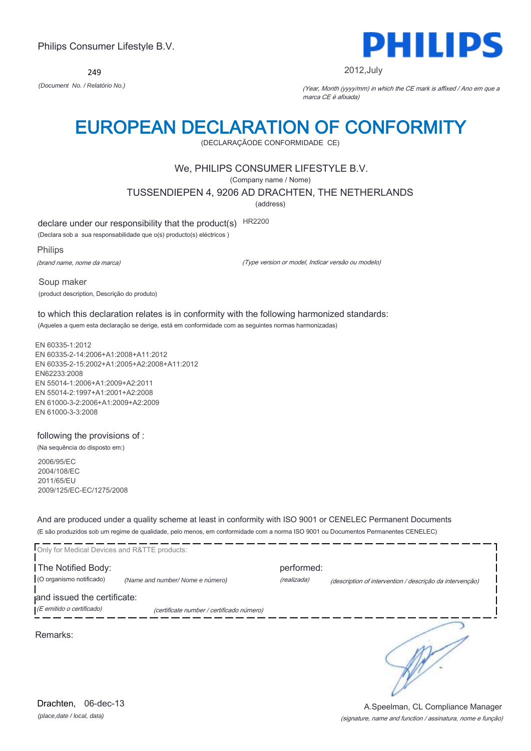Philips Consumer Lifestyle B.V.

PHILIPS

249

*(Document No. / Relatório No.)*

2012,July

*(Year, Month (yyyy/mm) in which the CE mark is affixed / Ano em que a marca CE é afixada)*

# EUROPEAN DECLARATION OF CONFORMITY

(DECLARAÇÃODE CONFORMIDADE CE)

We, PHILIPS CONSUMER LIFESTYLE B.V.

(Company name / Nome)

TUSSENDIEPEN 4, 9206 AD DRACHTEN, THE NETHERLANDS

(address)

declare under our responsibility that the product(s) HR2200

(Declara sob a sua responsabilidade que o(s) producto(s) eléctricos )

Philips

*(brand name, nome da marca)*

*(Type version or model, Indicar versão ou modelo)*

Soup maker

(product description, Descrição do produto)

to which this declaration relates is in conformity with the following harmonized standards:

(Aqueles a quem esta declaração se derige, está em conformidade com as seguintes normas harmonizadas)

EN 60335-1:2012
EN 60335-2-14:2006+A1:2008+A11:2012
EN 60335-2-15:2002+A1:2005+A2:2008+A11:2012
EN62233:2008
EN 55014-1:2006+A1:2009+A2:2011
EN 55014-2:1997+A1:2001+A2:2008
EN 61000-3-2:2006+A1:2009+A2:2009
EN 61000-3-3:2008

following the provisions of :

(Na sequência do disposto em:)

2006/95/EC
2004/108/EC
2011/65/EU
2009/125/EC-EC/1275/2008

And are produced under a quality scheme at least in conformity with ISO 9001 or CENELEC Permanent Documents

(E são produzidos sob um regime de qualidade, pelo menos, em conformidade com a norma ISO 9001 ou Documentos Permanentes CENELEC)

Only for Medical Devices and R&TTE products:

The Notified Body: (O organismo notificado) *(Name and number/ Nome e número)*

performed: *(realizada)* *(description of intervention / descrição da intervenção)*

and issued the certificate: *(E emitido o certificado)* *(certificate number / certificado número)*

Remarks:

Drachten, 06-dec-13

*(place,date / local, data)*

A.Speelman, CL Compliance Manager

*(signature, name and function / assinatura, nome e função)*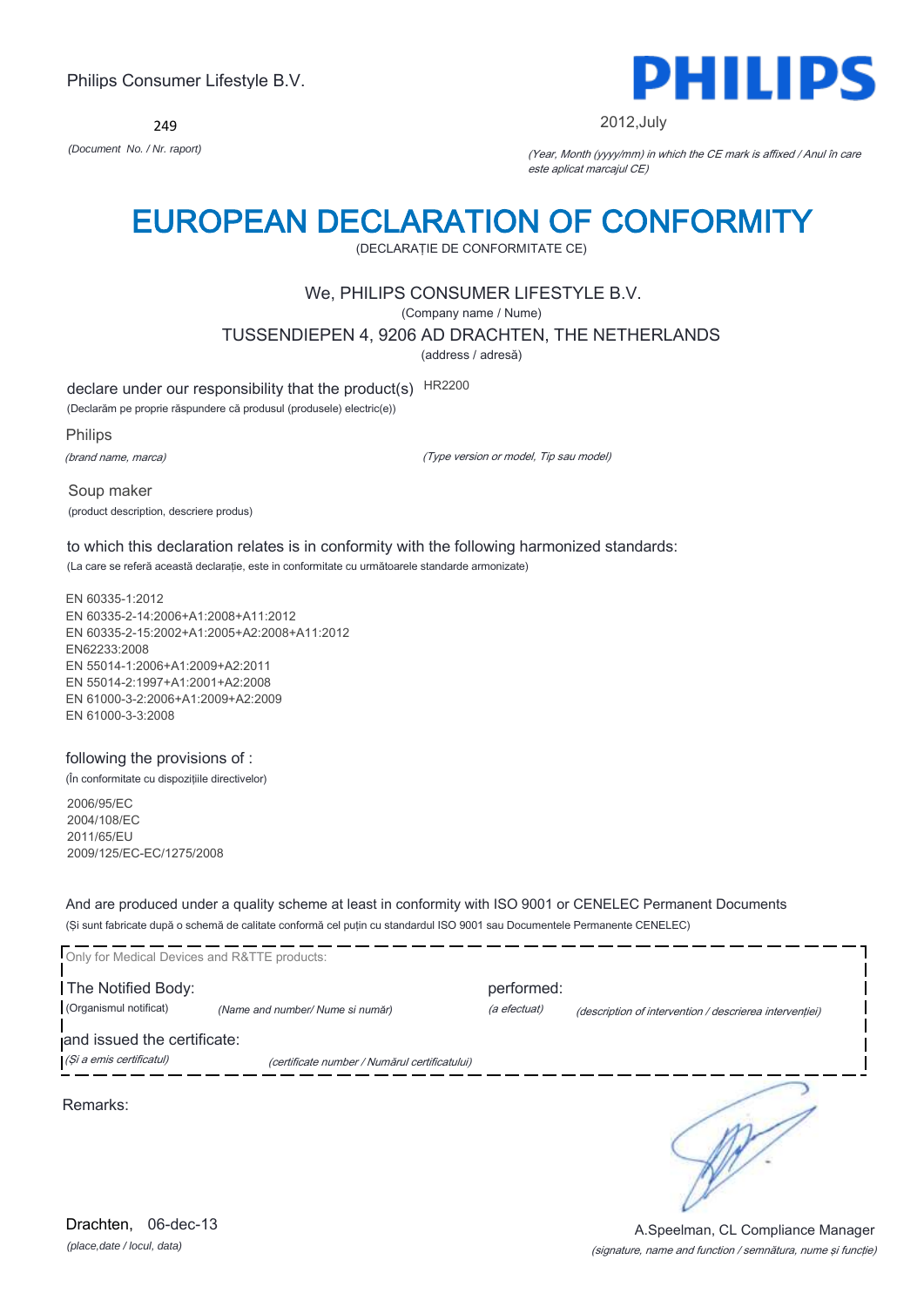Philips Consumer Lifestyle B.V.

PHILIPS

249

*(Document No. / Nr. raport)*

2012,July

*(Year, Month (yyyy/mm) in which the CE mark is affixed / Anul în care este aplicat marcajul CE)*

# EUROPEAN DECLARATION OF CONFORMITY

(DECLARAȚIE DE CONFORMITATE CE)

We, PHILIPS CONSUMER LIFESTYLE B.V.

(Company name / Nume)

TUSSENDIEPEN 4, 9206 AD DRACHTEN, THE NETHERLANDS

(address / adresă)

declare under our responsibility that the product(s) HR2200

(Declarăm pe proprie răspundere că produsul (produsele) electric(e))

Philips

*(brand name, marca)*

*(Type version or model, Tip sau model)*

Soup maker

(product description, descriere produs)

to which this declaration relates is in conformity with the following harmonized standards:

(La care se referă această declarație, este in conformitate cu următoarele standarde armonizate)

EN 60335-1:2012
EN 60335-2-14:2006+A1:2008+A11:2012
EN 60335-2-15:2002+A1:2005+A2:2008+A11:2012
EN62233:2008
EN 55014-1:2006+A1:2009+A2:2011
EN 55014-2:1997+A1:2001+A2:2008
EN 61000-3-2:2006+A1:2009+A2:2009
EN 61000-3-3:2008

following the provisions of :

(În conformitate cu dispozițiile directivelor)

2006/95/EC
2004/108/EC
2011/65/EU
2009/125/EC-EC/1275/2008

And are produced under a quality scheme at least in conformity with ISO 9001 or CENELEC Permanent Documents

(Și sunt fabricate după o schemă de calitate conformă cel puțin cu standardul ISO 9001 sau Documentele Permanente CENELEC)

Only for Medical Devices and R&TTE products:

The Notified Body: (Organismul notificat) *(Name and number/ Nume si număr)*

performed: *(a efectuat)* *(description of intervention / descrierea intervenției)*

and issued the certificate: *(Și a emis certificatul)* *(certificate number / Numărul certificatului)*

Remarks:

Drachten, 06-dec-13

*(place,date / locul, data)*

A.Speelman, CL Compliance Manager

*(signature, name and function / semnătura, nume și funcție)*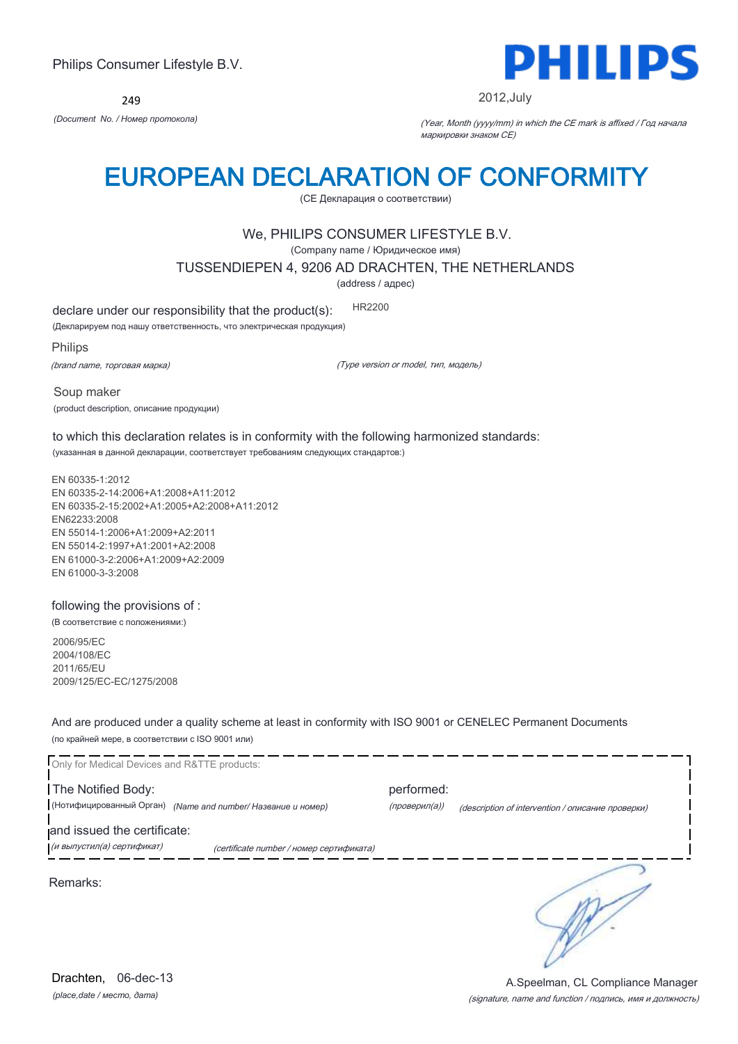Philips Consumer Lifestyle B.V.

249

*(Document No. / Номер протокола)*

PHILIPS

2012,July

*(Year, Month (yyyy/mm) in which the CE mark is affixed / Год начала маркировки знаком CE)*

# EUROPEAN DECLARATION OF CONFORMITY

(CE Декларация о соответствии)

We, PHILIPS CONSUMER LIFESTYLE B.V.

(Company name / Юридическое имя)

TUSSENDIEPEN 4, 9206 AD DRACHTEN, THE NETHERLANDS

(address / адрес)

declare under our responsibility that the product(s): HR2200

(Декларируем под нашу ответственность, что электрическая продукция)

Philips

*(brand name, торговая марка)*

*(Type version or model, тип, модель)*

Soup maker

(product description, описание продукции)

to which this declaration relates is in conformity with the following harmonized standards:

(указанная в данной декларации, соответствует требованиям следующих стандартов:)

EN 60335-1:2012
EN 60335-2-14:2006+A1:2008+A11:2012
EN 60335-2-15:2002+A1:2005+A2:2008+A11:2012
EN62233:2008
EN 55014-1:2006+A1:2009+A2:2011
EN 55014-2:1997+A1:2001+A2:2008
EN 61000-3-2:2006+A1:2009+A2:2009
EN 61000-3-3:2008

following the provisions of :

(В соответствие с положениями:)

2006/95/EC
2004/108/EC
2011/65/EU
2009/125/EC-EC/1275/2008

And are produced under a quality scheme at least in conformity with ISO 9001 or CENELEC Permanent Documents

(по крайней мере, в соответствии с ISO 9001 или)

Only for Medical Devices and R&TTE products:

The Notified Body: performed:

(Нотифицированный Орган) *(Name and number/ Название и номер)* *(проверил(а))* *(description of intervention / описание проверки)*

and issued the certificate:

*(и выпустил(а) сертификат)* *(certificate number / номер сертификата)*

Remarks:

Drachten, 06-dec-13

*(place,date / место, дата)*

A.Speelman, CL Compliance Manager

*(signature, name and function / подпись, имя и должность)*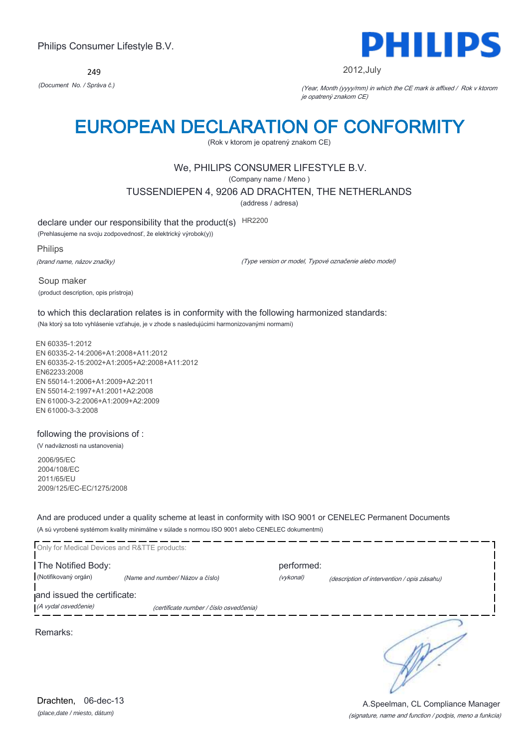Philips Consumer Lifestyle B.V.

**PHILIPS**

249

*(Document No. / Správa č.)*

2012,July

*(Year, Month (yyyy/mm) in which the CE mark is affixed / Rok v ktorom je opatrený znakom CE)*

# EUROPEAN DECLARATION OF CONFORMITY

(Rok v ktorom je opatrený znakom CE)

We, PHILIPS CONSUMER LIFESTYLE B.V.

(Company name / Meno )

TUSSENDIEPEN 4, 9206 AD DRACHTEN, THE NETHERLANDS

(address / adresa)

declare under our responsibility that the product(s) HR2200

(Prehlasujeme na svoju zodpovednosť, že elektrický výrobok(y))

Philips

*(brand name, názov značky)*

*(Type version or model, Typové označenie alebo model)*

Soup maker

(product description, opis prístroja)

to which this declaration relates is in conformity with the following harmonized standards:

(Na ktorý sa toto vyhlásenie vzťahuje, je v zhode s nasledujúcimi harmonizovanými normami)

EN 60335-1:2012
EN 60335-2-14:2006+A1:2008+A11:2012
EN 60335-2-15:2002+A1:2005+A2:2008+A11:2012
EN62233:2008
EN 55014-1:2006+A1:2009+A2:2011
EN 55014-2:1997+A1:2001+A2:2008
EN 61000-3-2:2006+A1:2009+A2:2009
EN 61000-3-3:2008

following the provisions of :

(V nadväznosti na ustanovenia)

2006/95/EC
2004/108/EC
2011/65/EU
2009/125/EC-EC/1275/2008

And are produced under a quality scheme at least in conformity with ISO 9001 or CENELEC Permanent Documents

(A sú vyrobené systémom kvality minimálne v súlade s normou ISO 9001 alebo CENELEC dokumentmi)

Only for Medical Devices and R&TTE products:

The Notified Body: *(Name and number/ Názov a číslo)* performed: *(description of intervention / opis zásahu)*

(Notifikovaný orgán) (vykonal)

and issued the certificate: *(certificate number / číslo osvedčenia)*

*(A vydal osvedčenie)*

Remarks:

Drachten, 06-dec-13

*(place,date / miesto, dátum)*

A.Speelman, CL Compliance Manager

*(signature, name and function / podpis, meno a funkcia)*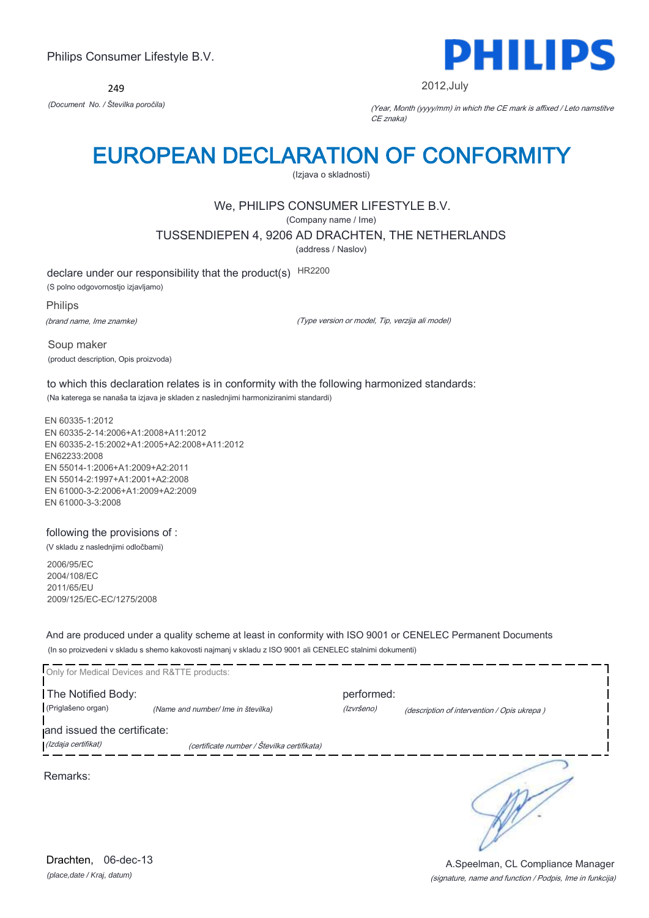Philips Consumer Lifestyle B.V.

PHILIPS

249

*(Document No. / Številka poročila)*

2012,July

*(Year, Month (yyyy/mm) in which the CE mark is affixed / Leto namstitve CE znaka)*

# EUROPEAN DECLARATION OF CONFORMITY

(Izjava o skladnosti)

We, PHILIPS CONSUMER LIFESTYLE B.V.

(Company name / Ime)

TUSSENDIEPEN 4, 9206 AD DRACHTEN, THE NETHERLANDS

(address / Naslov)

declare under our responsibility that the product(s) HR2200

(S polno odgovornostjo izjavljamo)

Philips

*(brand name, Ime znamke)*

*(Type version or model, Tip, verzija ali model)*

Soup maker

(product description, Opis proizvoda)

to which this declaration relates is in conformity with the following harmonized standards:

(Na katerega se nanaša ta izjava je skladen z naslednjimi harmoniziranimi standardi)

EN 60335-1:2012
EN 60335-2-14:2006+A1:2008+A11:2012
EN 60335-2-15:2002+A1:2005+A2:2008+A11:2012
EN62233:2008
EN 55014-1:2006+A1:2009+A2:2011
EN 55014-2:1997+A1:2001+A2:2008
EN 61000-3-2:2006+A1:2009+A2:2009
EN 61000-3-3:2008

following the provisions of :

(V skladu z naslednjimi odločbami)

2006/95/EC
2004/108/EC
2011/65/EU
2009/125/EC-EC/1275/2008

And are produced under a quality scheme at least in conformity with ISO 9001 or CENELEC Permanent Documents

(In so proizvedeni v skladu s shemo kakovosti najmanj v skladu z ISO 9001 ali CENELEC stalnimi dokumenti)

Only for Medical Devices and R&TTE products:

The Notified Body: (Priglašeno organ) *(Name and number/ Ime in številka)*

performed: *(Izvršeno)* *(description of intervention / Opis ukrepa )*

and issued the certificate: *(Izdaja certifikat)* *(certificate number / Številka certifikata)*

Remarks:

Drachten, 06-dec-13

*(place,date / Kraj, datum)*

A.Speelman, CL Compliance Manager

*(signature, name and function / Podpis, Ime in funkcija)*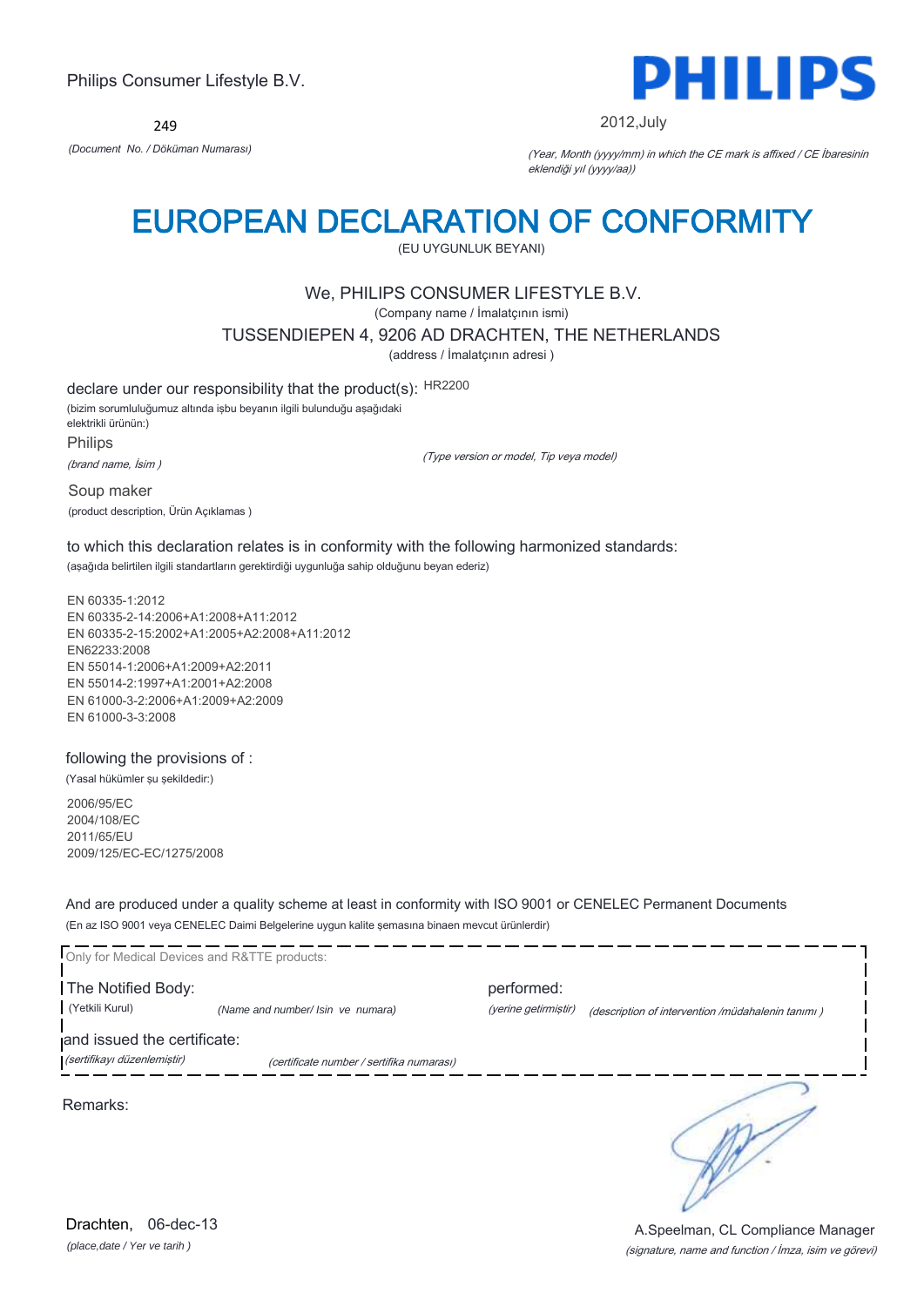Philips Consumer Lifestyle B.V.

249

*(Document No. / Döküman Numarası)*

**PHILIPS**

2012,July

*(Year, Month (yyyy/mm) in which the CE mark is affixed / CE İbaresinin eklendiği yıl (yyyy/aa))*

# EUROPEAN DECLARATION OF CONFORMITY

(EU UYGUNLUK BEYANI)

We, PHILIPS CONSUMER LIFESTYLE B.V.

(Company name / İmalatçının ismi)

TUSSENDIEPEN 4, 9206 AD DRACHTEN, THE NETHERLANDS

(address / İmalatçının adresi )

declare under our responsibility that the product(s): HR2200

(bizim sorumluluğumuz altında işbu beyanın ilgili bulunduğu aşağıdaki elektrikli ürünün:)

Philips

*(brand name, İsim )*

*(Type version or model, Tip veya model)*

Soup maker

(product description, Ürün Açıklamas )

to which this declaration relates is in conformity with the following harmonized standards:

(aşağıda belirtilen ilgili standartların gerektirdiği uygunluğa sahip olduğunu beyan ederiz)

EN 60335-1:2012
EN 60335-2-14:2006+A1:2008+A11:2012
EN 60335-2-15:2002+A1:2005+A2:2008+A11:2012
EN62233:2008
EN 55014-1:2006+A1:2009+A2:2011
EN 55014-2:1997+A1:2001+A2:2008
EN 61000-3-2:2006+A1:2009+A2:2009
EN 61000-3-3:2008

following the provisions of :

(Yasal hükümler şu şekildedir:)

2006/95/EC
2004/108/EC
2011/65/EU
2009/125/EC-EC/1275/2008

And are produced under a quality scheme at least in conformity with ISO 9001 or CENELEC Permanent Documents

(En az ISO 9001 veya CENELEC Daimi Belgelerine uygun kalite şemasına binaen mevcut ürünlerdir)

Only for Medical Devices and R&TTE products:

The Notified Body: (Yetkili Kurul) *(Name and number/ Isin ve numara)*

performed: *(yerine getirmiştir)* *(description of intervention /müdahalenin tanımı )*

and issued the certificate: *(sertifikayı düzenlemiştir)* *(certificate number / sertifika numarası)*

Remarks:

Drachten, 06-dec-13

*(place,date / Yer ve tarih )*

A.Speelman, CL Compliance Manager

*(signature, name and function / İmza, isim ve görevi)*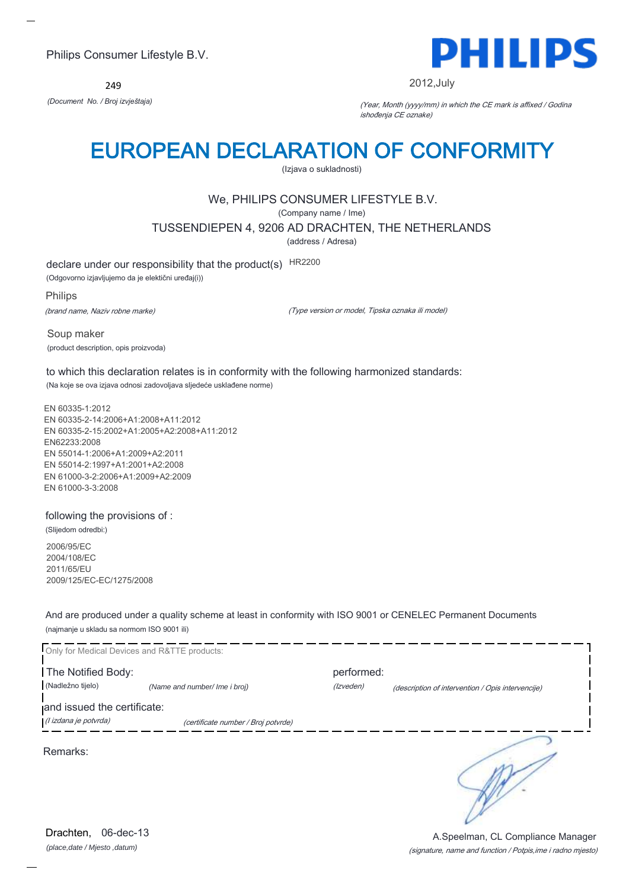Philips Consumer Lifestyle B.V.

249

*(Document No. / Broj izvještaja)*

PHILIPS

2012,July

*(Year, Month (yyyy/mm) in which the CE mark is affixed / Godina ishođenja CE oznake)*

# EUROPEAN DECLARATION OF CONFORMITY

(Izjava o sukladnosti)

We, PHILIPS CONSUMER LIFESTYLE B.V.

(Company name / Ime)

TUSSENDIEPEN 4, 9206 AD DRACHTEN, THE NETHERLANDS

(address / Adresa)

declare under our responsibility that the product(s) HR2200

(Odgovorno izjavljujemo da je elektični uređaj(i))

Philips

*(brand name, Naziv robne marke)* *(Type version or model, Tipska oznaka ili model)*

Soup maker

(product description, opis proizvoda)

to which this declaration relates is in conformity with the following harmonized standards:

(Na koje se ova izjava odnosi zadovoljava sljedeće usklađene norme)

EN 60335-1:2012
EN 60335-2-14:2006+A1:2008+A11:2012
EN 60335-2-15:2002+A1:2005+A2:2008+A11:2012
EN62233:2008
EN 55014-1:2006+A1:2009+A2:2011
EN 55014-2:1997+A1:2001+A2:2008
EN 61000-3-2:2006+A1:2009+A2:2009
EN 61000-3-3:2008

following the provisions of :

(Slijedom odredbi:)

2006/95/EC
2004/108/EC
2011/65/EU
2009/125/EC-EC/1275/2008

And are produced under a quality scheme at least in conformity with ISO 9001 or CENELEC Permanent Documents

(najmanje u skladu sa normom ISO 9001 ili)

Only for Medical Devices and R&TTE products:

The Notified Body: performed:

(Nadležno tijelo) *(Name and number/ Ime i broj)* *(Izveden)* *(description of intervention / Opis intervencije)*

and issued the certificate:

*(I izdana je potvrda)* *(certificate number / Broj potvrde)*

Remarks:

Drachten, 06-dec-13

*(place,date / Mjesto ,datum)*

A.Speelman, CL Compliance Manager

*(signature, name and function / Potpis,ime i radno mjesto)*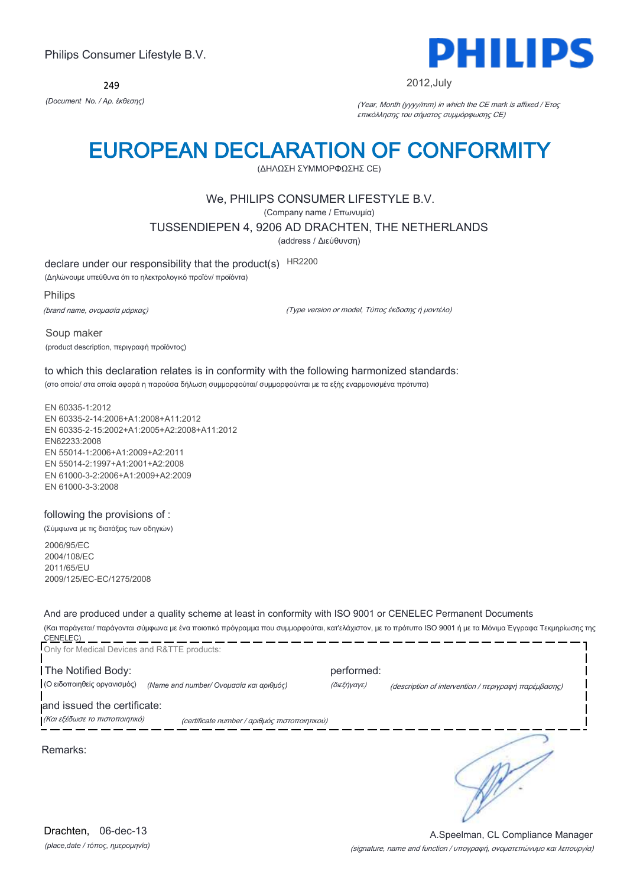Philips Consumer Lifestyle B.V.

**PHILIPS**

249

*(Document No. / Αρ. έκθεσης)*

2012,July

*(Year, Month (yyyy/mm) in which the CE mark is affixed / Έτος επικόλλησης του σήματος συμμόρφωσης CE)*

# EUROPEAN DECLARATION OF CONFORMITY

(ΔΗΛΩΣΗ ΣΥΜΜΟΡΦΩΣΗΣ CE)

We, PHILIPS CONSUMER LIFESTYLE B.V.

(Company name / Επωνυμία)

TUSSENDIEPEN 4, 9206 AD DRACHTEN, THE NETHERLANDS

(address / Διεύθυνση)

declare under our responsibility that the product(s) HR2200

(Δηλώνουμε υπεύθυνα ότι το ηλεκτρολογικό προϊόν/ προϊόντα)

Philips

*(brand name, ονομασία μάρκας)*

*(Type version or model, Τύπος έκδοσης ή μοντέλο)*

Soup maker

(product description, περιγραφή προϊόντος)

to which this declaration relates is in conformity with the following harmonized standards:

(στο οποίο/ στα οποία αφορά η παρούσα δήλωση συμμορφούται/ συμμορφούνται με τα εξής εναρμονισμένα πρότυπα)

EN 60335-1:2012
EN 60335-2-14:2006+A1:2008+A11:2012
EN 60335-2-15:2002+A1:2005+A2:2008+A11:2012
EN62233:2008
EN 55014-1:2006+A1:2009+A2:2011
EN 55014-2:1997+A1:2001+A2:2008
EN 61000-3-2:2006+A1:2009+A2:2009
EN 61000-3-3:2008

following the provisions of :

(Σύμφωνα με τις διατάξεις των οδηγιών)

2006/95/EC
2004/108/EC
2011/65/EU
2009/125/EC-EC/1275/2008

And are produced under a quality scheme at least in conformity with ISO 9001 or CENELEC Permanent Documents

(Και παράγεται/ παράγονται σύμφωνα με ένα ποιοτικό πρόγραμμα που συμμορφούται, κατ'ελάχιστον, με το πρότυπο ISO 9001 ή με τα Μόνιμα Έγγραφα Τεκμηρίωσης της CENELEC)

Only for Medical Devices and R&TTE products:

The Notified Body: performed:

(Ο ειδοποιηθείς οργανισμός) *(Name and number/ Ονομασία και αριθμός)* *(διεξήγαγε)* *(description of intervention / περιγραφή παρέμβασης)*

and issued the certificate:

*(Και εξέδωσε το πιστοποιητικό)* *(certificate number / αριθμός πιστοποιητικού)*

Remarks:

Drachten, 06-dec-13

*(place,date / τόπος, ημερομηνία)*

A.Speelman, CL Compliance Manager

*(signature, name and function / υπογραφή, ονοματεπώνυμο και λειτουργία)*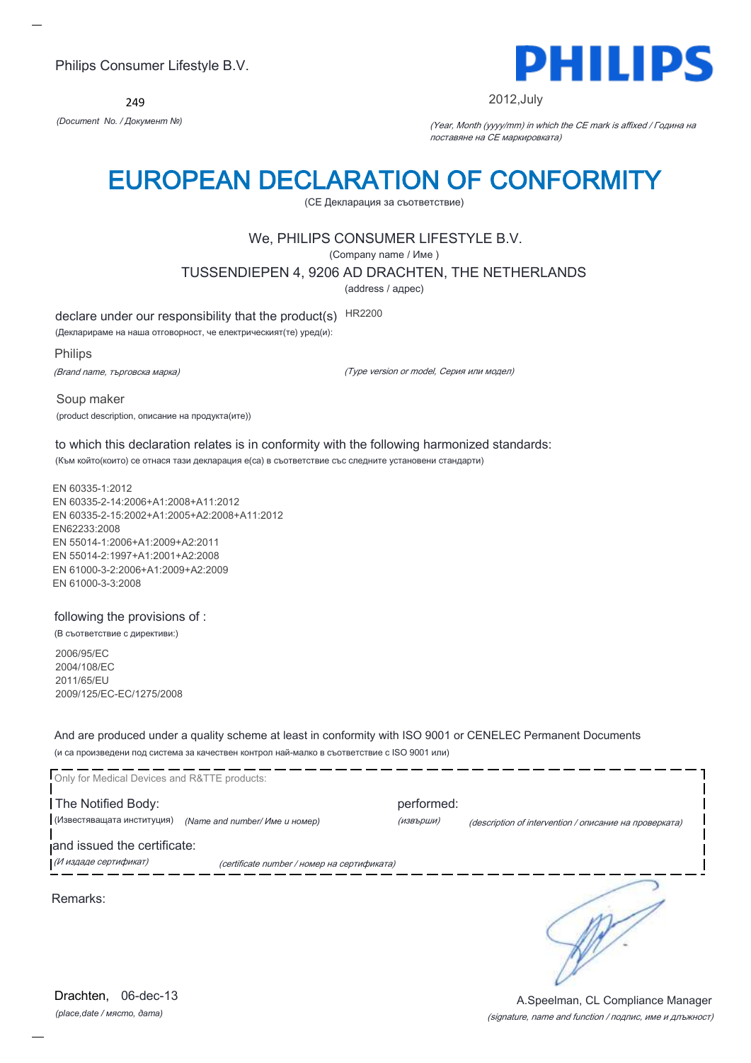Philips Consumer Lifestyle B.V.

249

*(Document No. / Документ №)*

PHILIPS

2012,July

*(Year, Month (yyyy/mm) in which the CE mark is affixed / Година на поставяне на CE маркировката)*

# EUROPEAN DECLARATION OF CONFORMITY

(CE Декларация за съответствие)

We, PHILIPS CONSUMER LIFESTYLE B.V.

(Company name / Име )

TUSSENDIEPEN 4, 9206 AD DRACHTEN, THE NETHERLANDS

(address / адрес)

declare under our responsibility that the product(s) HR2200

(Декларираме на наша отговорност, че електрическият(те) уред(и):

Philips

*(Brand name, търговска марка)*

*(Type version or model, Серия или модел)*

Soup maker

(product description, описание на продукта(ите))

to which this declaration relates is in conformity with the following harmonized standards:

(Към който(които) се отнася тази декларация е(са) в съответствие със следните установени стандарти)

EN 60335-1:2012
EN 60335-2-14:2006+A1:2008+A11:2012
EN 60335-2-15:2002+A1:2005+A2:2008+A11:2012
EN62233:2008
EN 55014-1:2006+A1:2009+A2:2011
EN 55014-2:1997+A1:2001+A2:2008
EN 61000-3-2:2006+A1:2009+A2:2009
EN 61000-3-3:2008

following the provisions of :

(В съответствие с директиви:)

2006/95/EC
2004/108/EC
2011/65/EU
2009/125/EC-EC/1275/2008

And are produced under a quality scheme at least in conformity with ISO 9001 or CENELEC Permanent Documents

(и са произведени под система за качествен контрол най-малко в съответствие с ISO 9001 или)

Only for Medical Devices and R&TTE products:

The Notified Body: (Известяващата институция) *(Name and number/ Име и номер)*

performed: *(извърши)* *(description of intervention / описание на проверката)*

and issued the certificate: *(И издаде сертификат)* *(certificate number / номер на сертификата)*

Remarks:

Drachten, 06-dec-13

*(place,date / място, дата)*

A.Speelman, CL Compliance Manager

*(signature, name and function / подпис, име и длъжност)*